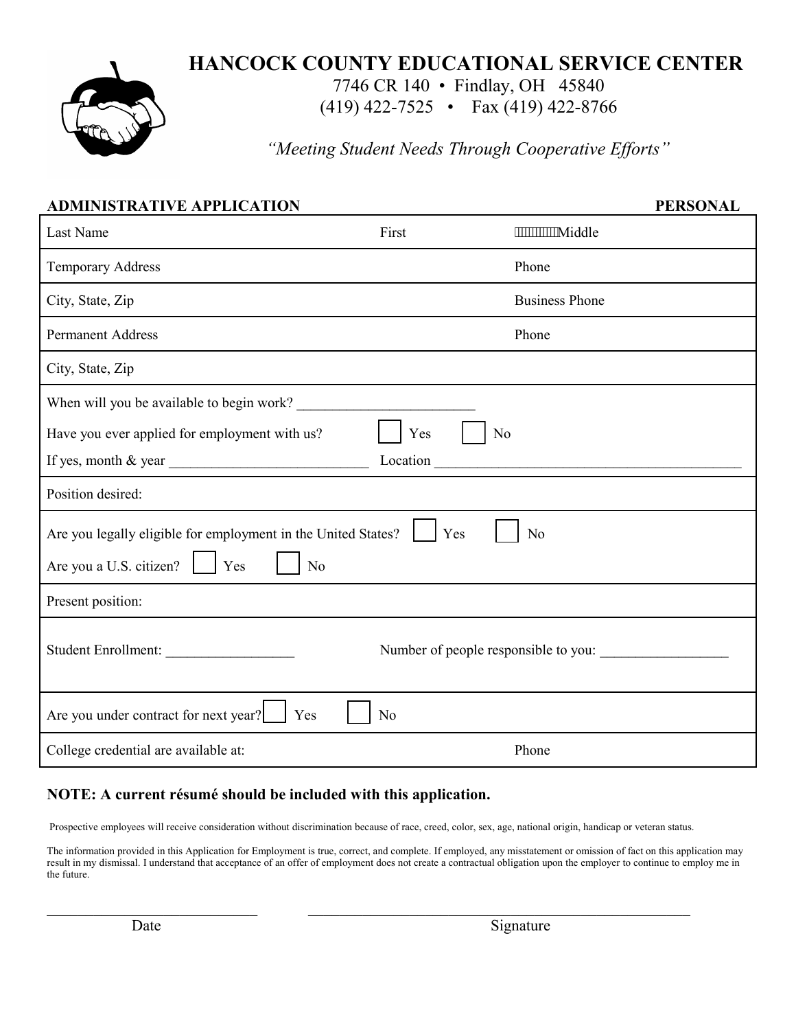# HANCOCK COUNTY EDUCATIONAL SERVICE CENTER

7746 CR 140 • Findlay, OH 45840
(419) 422-7525 • Fax (419) 422-8766

*"Meeting Student Needs Through Cooperative Efforts"*

**ADMINISTRATIVE APPLICATION** **PERSONAL**

| Last Name | First | Middle |
|---|---|---|
| Temporary Address | | Phone |
| City, State, Zip | | Business Phone |
| Permanent Address | | Phone |
| City, State, Zip | | |

When will you be available to begin work? ________________________

Have you ever applied for employment with us? ☐ Yes ☐ No

If yes, month & year ___________________________ Location ___________________________________________

Position desired:

Are you legally eligible for employment in the United States? ☐ Yes ☐ No

Are you a U.S. citizen? ☐ Yes ☐ No

Present position:

Student Enrollment: __________________ Number of people responsible to you: __________________

Are you under contract for next year? ☐ Yes ☐ No

College credential are available at: Phone

**NOTE: A current résumé should be included with this application.**

Prospective employees will receive consideration without discrimination because of race, creed, color, sex, age, national origin, handicap or veteran status.

The information provided in this Application for Employment is true, correct, and complete. If employed, any misstatement or omission of fact on this application may result in my dismissal. I understand that acceptance of an offer of employment does not create a contractual obligation upon the employer to continue to employ me in the future.

_____________________________ Date

_____________________________________________________ Signature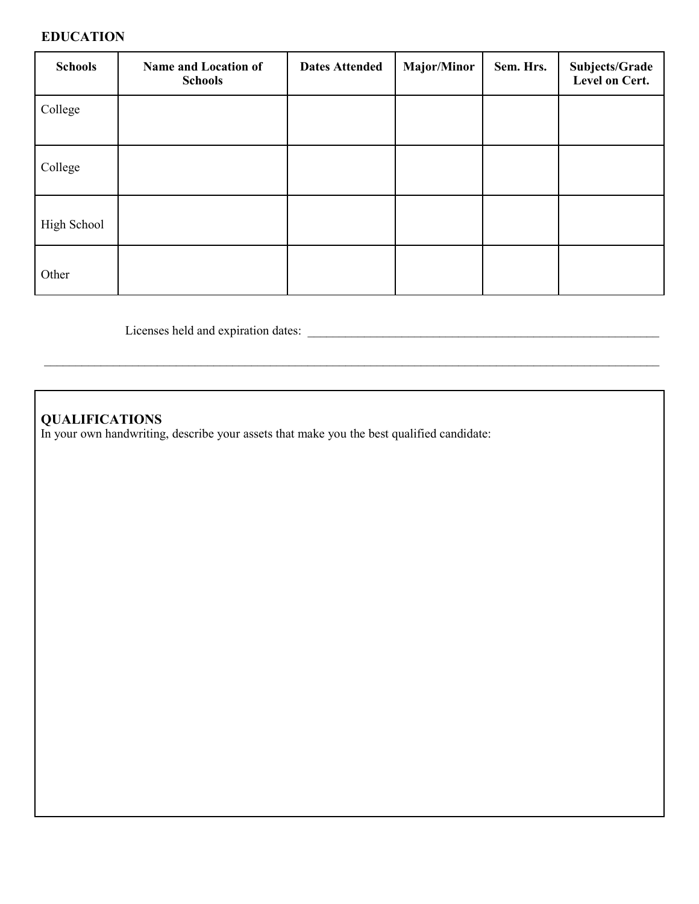## EDUCATION

| Schools | Name and Location of Schools | Dates Attended | Major/Minor | Sem. Hrs. | Subjects/Grade Level on Cert. |
|---|---|---|---|---|---|
| College | | | | | |
| College | | | | | |
| High School | | | | | |
| Other | | | | | |

Licenses held and expiration dates: ____________________________________________________________

______________________________________________________________________________________________

## QUALIFICATIONS

In your own handwriting, describe your assets that make you the best qualified candidate: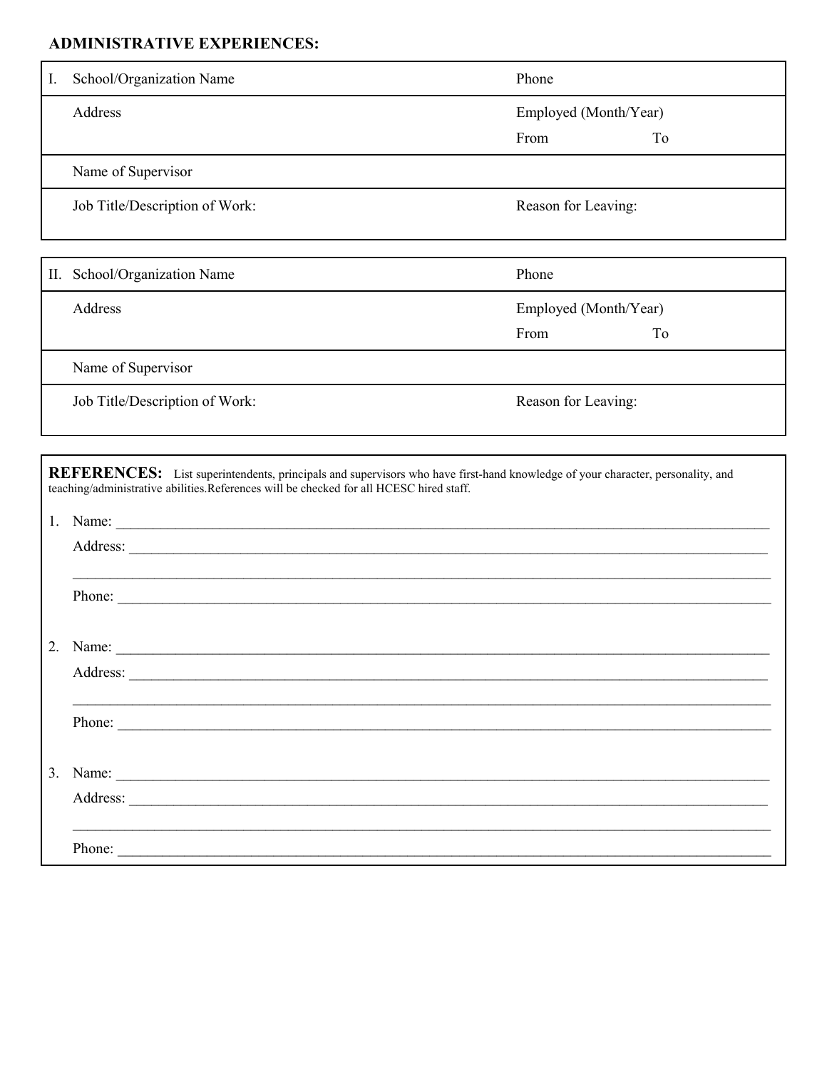**ADMINISTRATIVE EXPERIENCES:**

| I. School/Organization Name | Phone |
|---|---|
| Address | Employed (Month/Year)<br>From To |
| Name of Supervisor | |
| Job Title/Description of Work: | Reason for Leaving: |

| II. School/Organization Name | Phone |
|---|---|
| Address | Employed (Month/Year)<br>From To |
| Name of Supervisor | |
| Job Title/Description of Work: | Reason for Leaving: |

**REFERENCES:** List superintendents, principals and supervisors who have first-hand knowledge of your character, personality, and teaching/administrative abilities.References will be checked for all HCESC hired staff.

1. Name: ___________________________________________

   Address: ___________________________________________

   ___________________________________________

   Phone: ___________________________________________

2. Name: ___________________________________________

   Address: ___________________________________________

   ___________________________________________

   Phone: ___________________________________________

3. Name: ___________________________________________

   Address: ___________________________________________

   ___________________________________________

   Phone: ___________________________________________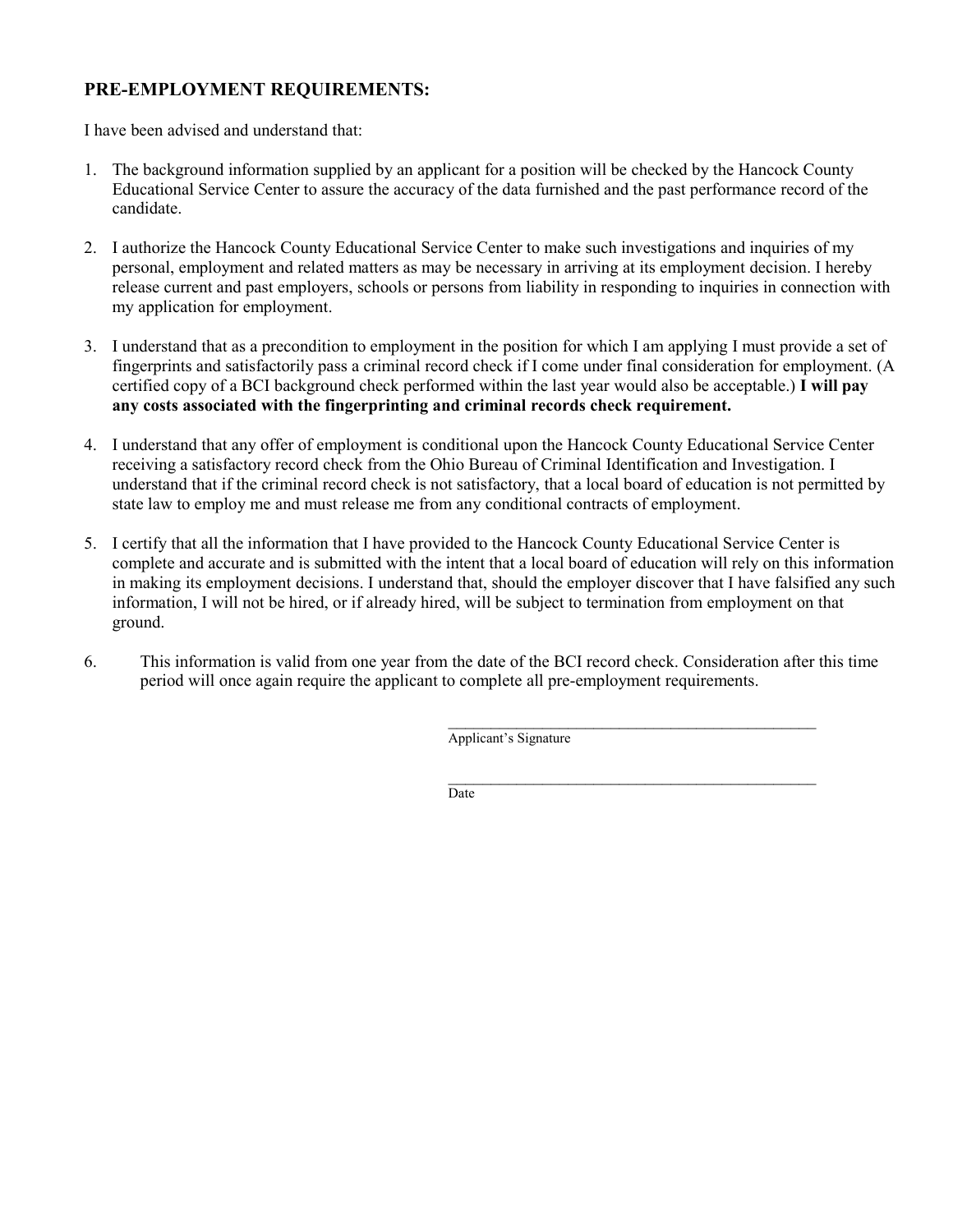## PRE-EMPLOYMENT REQUIREMENTS:

I have been advised and understand that:

1. The background information supplied by an applicant for a position will be checked by the Hancock County Educational Service Center to assure the accuracy of the data furnished and the past performance record of the candidate.

2. I authorize the Hancock County Educational Service Center to make such investigations and inquiries of my personal, employment and related matters as may be necessary in arriving at its employment decision. I hereby release current and past employers, schools or persons from liability in responding to inquiries in connection with my application for employment.

3. I understand that as a precondition to employment in the position for which I am applying I must provide a set of fingerprints and satisfactorily pass a criminal record check if I come under final consideration for employment. (A certified copy of a BCI background check performed within the last year would also be acceptable.) **I will pay any costs associated with the fingerprinting and criminal records check requirement.**

4. I understand that any offer of employment is conditional upon the Hancock County Educational Service Center receiving a satisfactory record check from the Ohio Bureau of Criminal Identification and Investigation. I understand that if the criminal record check is not satisfactory, that a local board of education is not permitted by state law to employ me and must release me from any conditional contracts of employment.

5. I certify that all the information that I have provided to the Hancock County Educational Service Center is complete and accurate and is submitted with the intent that a local board of education will rely on this information in making its employment decisions. I understand that, should the employer discover that I have falsified any such information, I will not be hired, or if already hired, will be subject to termination from employment on that ground.

6. This information is valid from one year from the date of the BCI record check. Consideration after this time period will once again require the applicant to complete all pre-employment requirements.

\_\_\_\_\_\_\_\_\_\_\_\_\_\_\_\_\_\_\_\_\_\_\_\_\_\_\_\_\_\_\_\_\_\_\_\_\_\_\_\_
Applicant's Signature

\_\_\_\_\_\_\_\_\_\_\_\_\_\_\_\_\_\_\_\_\_\_\_\_\_\_\_\_\_\_\_\_\_\_\_\_\_\_\_\_
Date